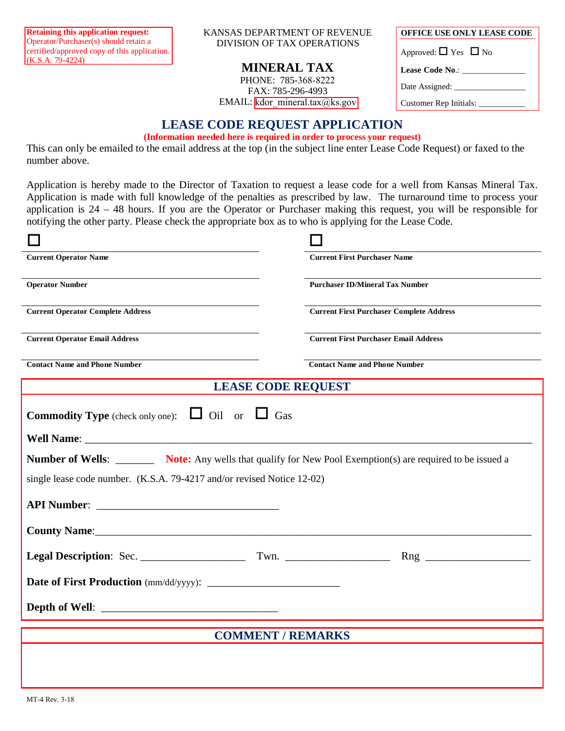**Retaining this application request:** Operator/Purchaser(s) should retain a certified/approved copy of this application. (K.S.A. 79-4224)

KANSAS DEPARTMENT OF REVENUE
DIVISION OF TAX OPERATIONS

**MINERAL TAX**
PHONE: 785-368-8222
FAX: 785-296-4993
EMAIL: kdor_mineral.tax@ks.gov

**OFFICE USE ONLY LEASE CODE**

Approved: ☐ Yes ☐ No

**Lease Code No.**: _______________

Date Assigned: _________________

Customer Rep Initials: ___________

# LEASE CODE REQUEST APPLICATION

**(Information needed here is required in order to process your request)**

This can only be emailed to the email address at the top (in the subject line enter Lease Code Request) or faxed to the number above.

Application is hereby made to the Director of Taxation to request a lease code for a well from Kansas Mineral Tax. Application is made with full knowledge of the penalties as prescribed by law. The turnaround time to process your application is 24 – 48 hours. If you are the Operator or Purchaser making this request, you will be responsible for notifying the other party. Please check the appropriate box as to who is applying for the Lease Code.

| ☐ | ☐ |
|---|---|
| **Current Operator Name** | **Current First Purchaser Name** |
| **Operator Number** | **Purchaser ID/Mineral Tax Number** |
| **Current Operator Complete Address** | **Current First Purchaser Complete Address** |
| **Current Operator Email Address** | **Current First Purchaser Email Address** |
| **Contact Name and Phone Number** | **Contact Name and Phone Number** |

## LEASE CODE REQUEST

**Commodity Type** (check only one): ☐ Oil or ☐ Gas

**Well Name**: ______________________________________________________________

**Number of Wells**: _______ **Note:** Any wells that qualify for New Pool Exemption(s) are required to be issued a single lease code number. (K.S.A. 79-4217 and/or revised Notice 12-02)

**API Number**: _________________________________

**County Name**:_____________________________________________________________

**Legal Description**: Sec. ___________________ Twn. ___________________ Rng ___________________

**Date of First Production** (mm/dd/yyyy): ________________________

**Depth of Well**: _______________________________

## COMMENT / REMARKS

MT-4 Rev. 3-18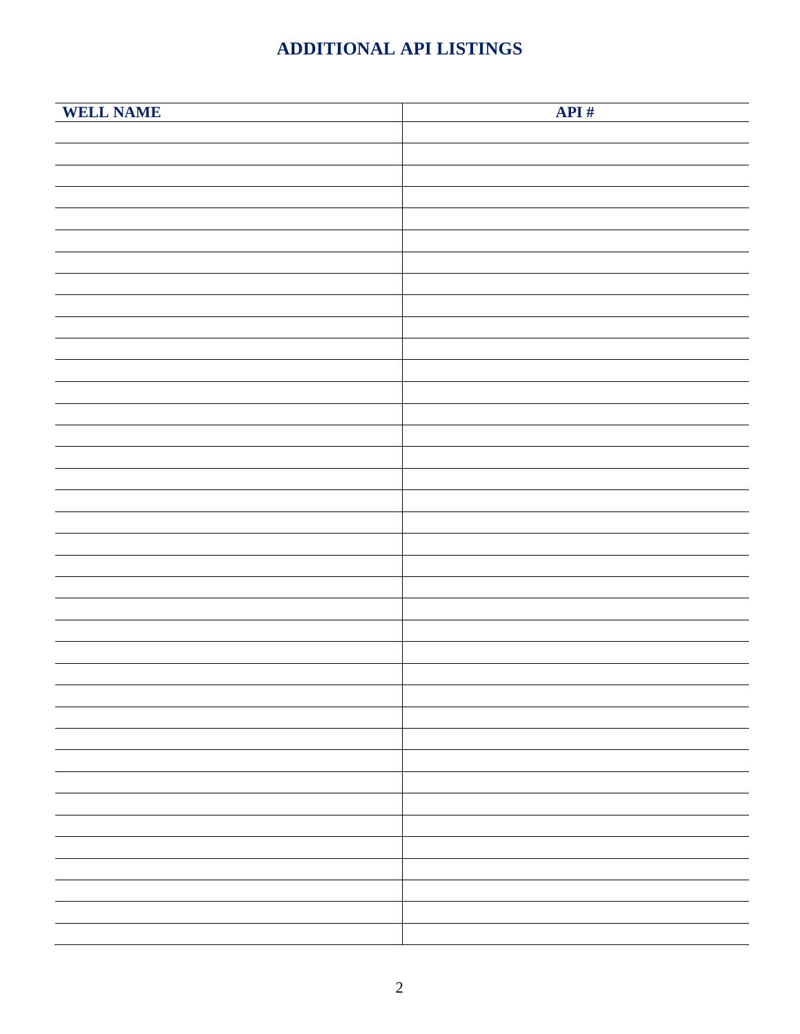# ADDITIONAL API LISTINGS

| WELL NAME | API # |
|---|---|
| | |
| | |
| | |
| | |
| | |
| | |
| | |
| | |
| | |
| | |
| | |
| | |
| | |
| | |
| | |
| | |
| | |
| | |
| | |
| | |
| | |
| | |
| | |
| | |
| | |
| | |
| | |
| | |
| | |
| | |
| | |
| | |
| | |
| | |
| | |
| | |
| | |
| | |
| | |